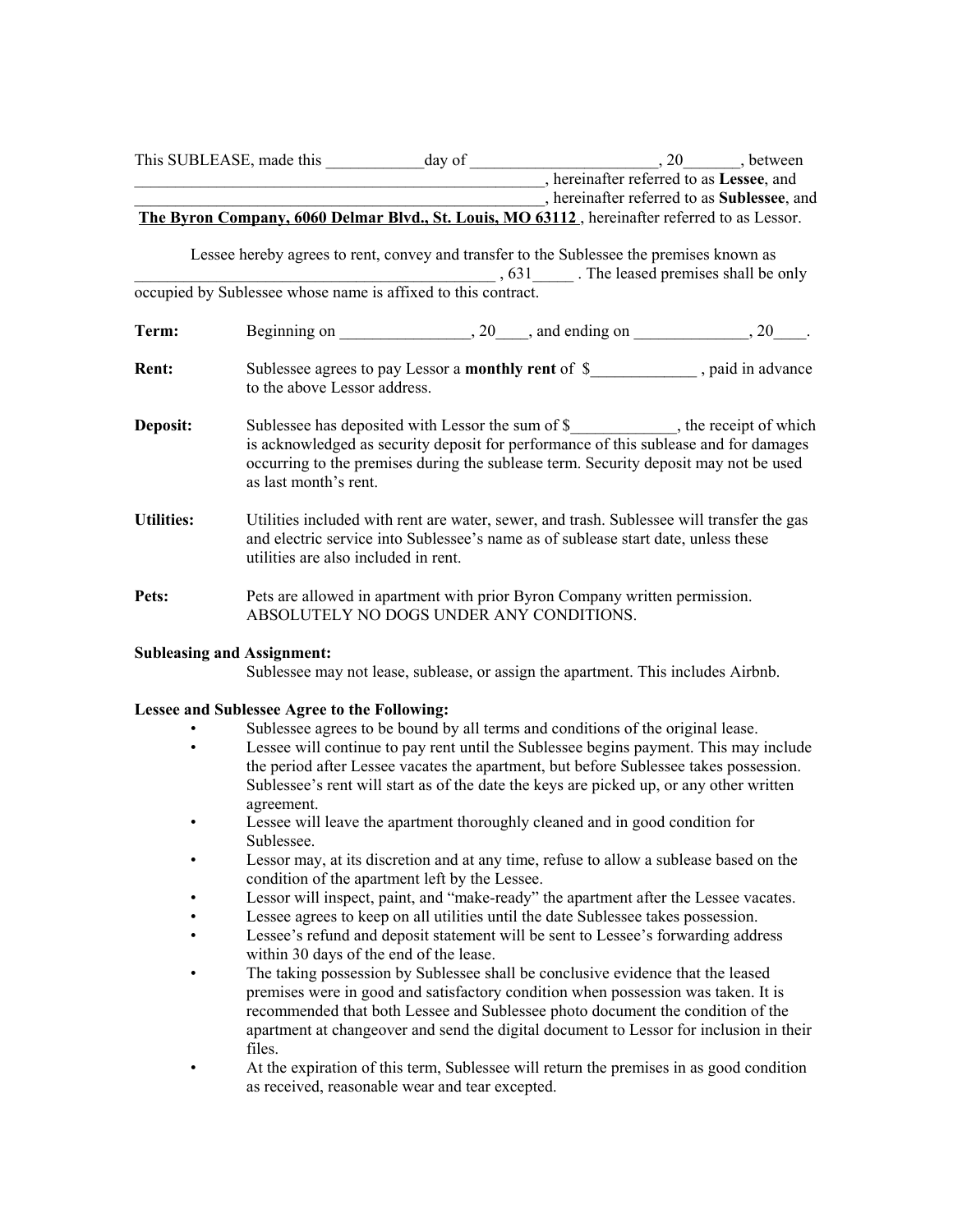This SUBLEASE, made this ____________day of _______________________, 20_______, between _____________________________________________________, hereinafter referred to as **Lessee**, and _____________________________________________________, hereinafter referred to as **Sublessee**, and **The Byron Company, 6060 Delmar Blvd., St. Louis, MO 63112** , hereinafter referred to as Lessor.

Lessee hereby agrees to rent, convey and transfer to the Sublessee the premises known as _____________________________________________ , 631_____ . The leased premises shall be only occupied by Sublessee whose name is affixed to this contract.

**Term:** Beginning on ________________, 20____, and ending on ______________, 20____.

**Rent:** Sublessee agrees to pay Lessor a **monthly rent** of $_____________ , paid in advance to the above Lessor address.

**Deposit:** Sublessee has deposited with Lessor the sum of $_____________, the receipt of which is acknowledged as security deposit for performance of this sublease and for damages occurring to the premises during the sublease term. Security deposit may not be used as last month's rent.

**Utilities:** Utilities included with rent are water, sewer, and trash. Sublessee will transfer the gas and electric service into Sublessee's name as of sublease start date, unless these utilities are also included in rent.

**Pets:** Pets are allowed in apartment with prior Byron Company written permission. ABSOLUTELY NO DOGS UNDER ANY CONDITIONS.

**Subleasing and Assignment:**

Sublessee may not lease, sublease, or assign the apartment. This includes Airbnb.

**Lessee and Sublessee Agree to the Following:**

- Sublessee agrees to be bound by all terms and conditions of the original lease.
- Lessee will continue to pay rent until the Sublessee begins payment. This may include the period after Lessee vacates the apartment, but before Sublessee takes possession. Sublessee's rent will start as of the date the keys are picked up, or any other written agreement.
- Lessee will leave the apartment thoroughly cleaned and in good condition for Sublessee.
- Lessor may, at its discretion and at any time, refuse to allow a sublease based on the condition of the apartment left by the Lessee.
- Lessor will inspect, paint, and "make-ready" the apartment after the Lessee vacates.
- Lessee agrees to keep on all utilities until the date Sublessee takes possession.
- Lessee's refund and deposit statement will be sent to Lessee's forwarding address within 30 days of the end of the lease.
- The taking possession by Sublessee shall be conclusive evidence that the leased premises were in good and satisfactory condition when possession was taken. It is recommended that both Lessee and Sublessee photo document the condition of the apartment at changeover and send the digital document to Lessor for inclusion in their files.
- At the expiration of this term, Sublessee will return the premises in as good condition as received, reasonable wear and tear excepted.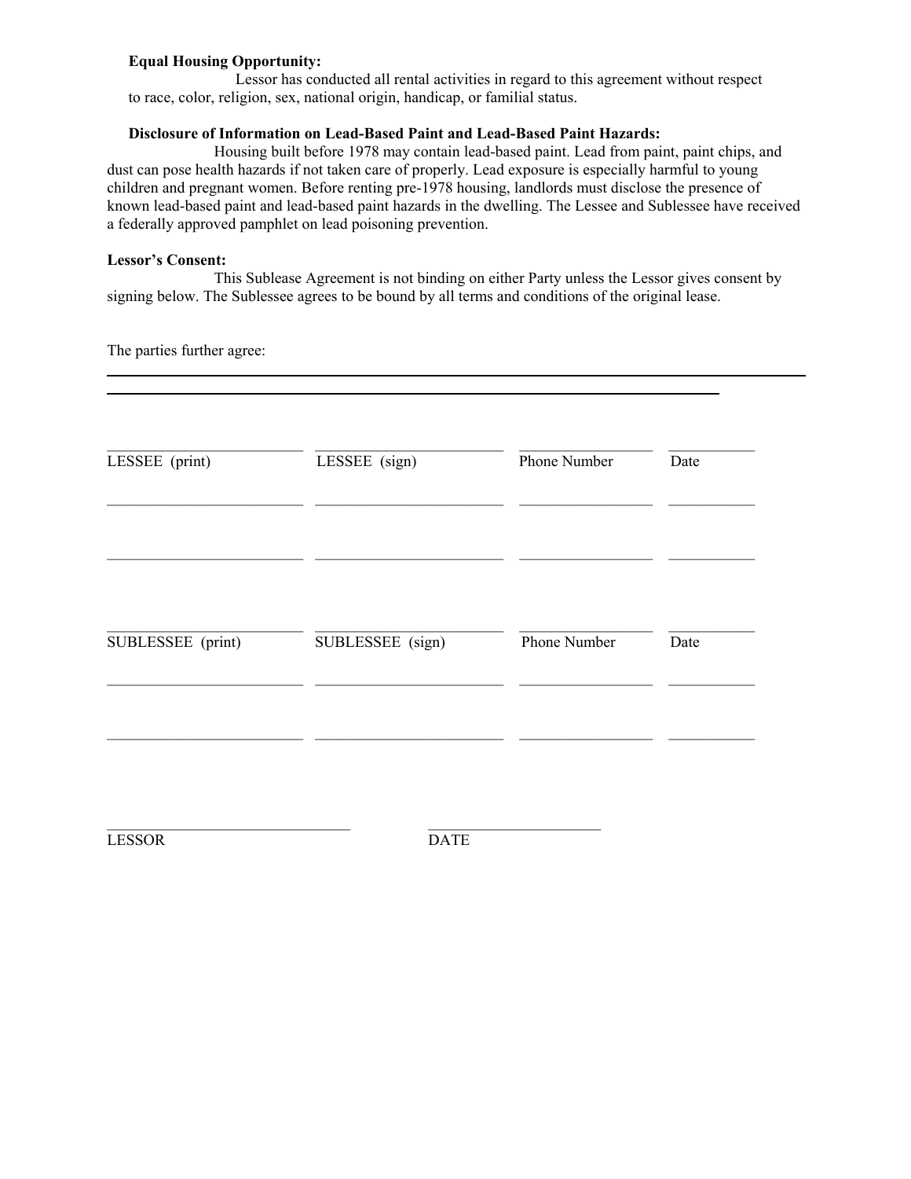**Equal Housing Opportunity:**

Lessor has conducted all rental activities in regard to this agreement without respect to race, color, religion, sex, national origin, handicap, or familial status.

**Disclosure of Information on Lead-Based Paint and Lead-Based Paint Hazards:**

Housing built before 1978 may contain lead-based paint. Lead from paint, paint chips, and dust can pose health hazards if not taken care of properly. Lead exposure is especially harmful to young children and pregnant women. Before renting pre-1978 housing, landlords must disclose the presence of known lead-based paint and lead-based paint hazards in the dwelling. The Lessee and Sublessee have received a federally approved pamphlet on lead poisoning prevention.

**Lessor's Consent:**

This Sublease Agreement is not binding on either Party unless the Lessor gives consent by signing below. The Sublessee agrees to be bound by all terms and conditions of the original lease.

The parties further agree:

______________________________________________________________________________

______________________________________________________________________________

| LESSEE (print) | LESSEE (sign) | Phone Number | Date |
|---|---|---|---|
| | | | |
| | | | |
| | | | |

| SUBLESSEE (print) | SUBLESSEE (sign) | Phone Number | Date |
|---|---|---|---|
| | | | |
| | | | |
| | | | |

| LESSOR | DATE |
|---|---|
| | |